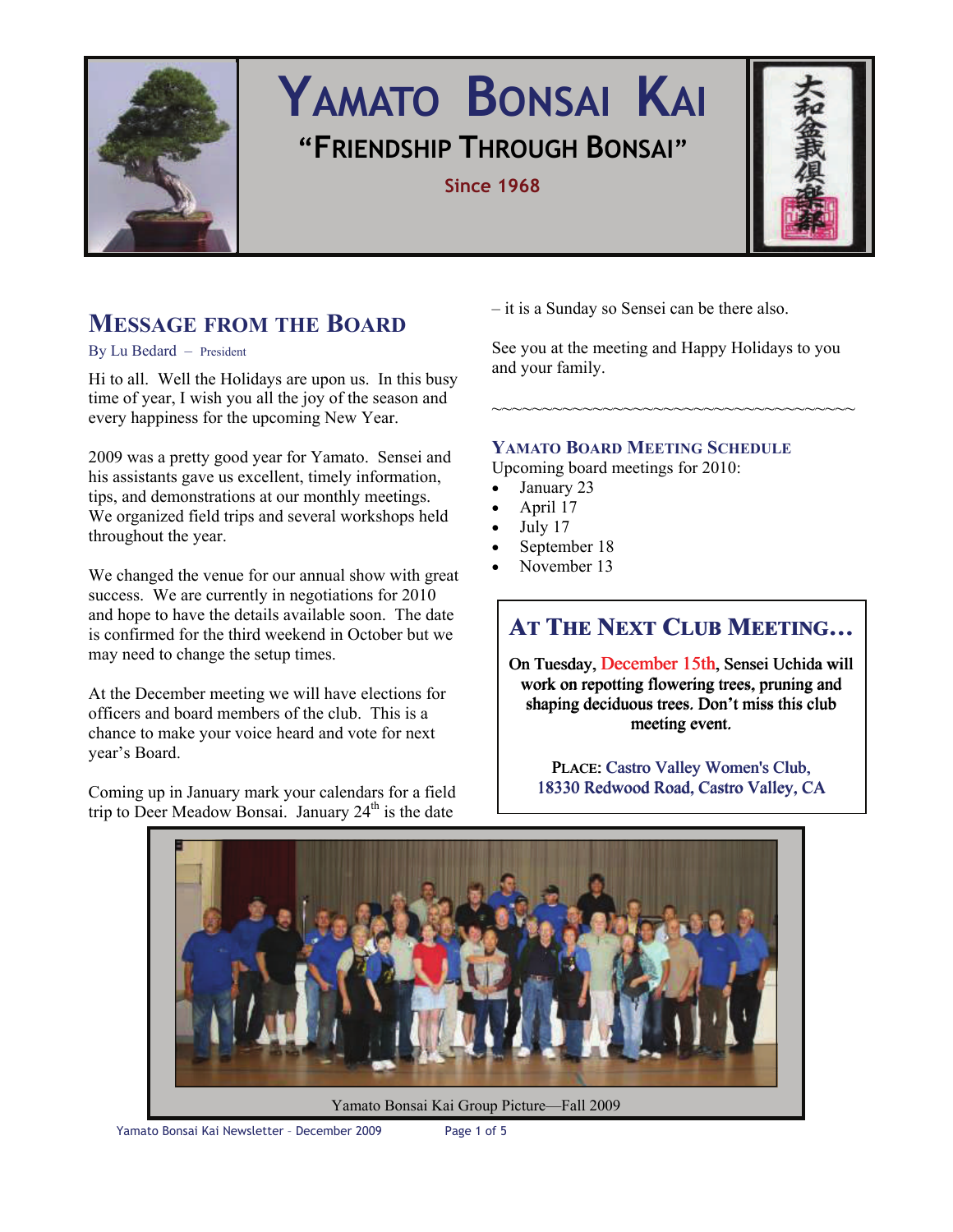# YAMATO BONSAI KAI

## "FRIENDSHIP THROUGH BONSAI"

Since 1968

大和盆栽倶楽部

## MESSAGE FROM THE BOARD

By Lu Bedard – President

Hi to all. Well the Holidays are upon us. In this busy time of year, I wish you all the joy of the season and every happiness for the upcoming New Year.

2009 was a pretty good year for Yamato. Sensei and his assistants gave us excellent, timely information, tips, and demonstrations at our monthly meetings. We organized field trips and several workshops held throughout the year.

We changed the venue for our annual show with great success. We are currently in negotiations for 2010 and hope to have the details available soon. The date is confirmed for the third weekend in October but we may need to change the setup times.

At the December meeting we will have elections for officers and board members of the club. This is a chance to make your voice heard and vote for next year's Board.

Coming up in January mark your calendars for a field trip to Deer Meadow Bonsai. January 24th is the date – it is a Sunday so Sensei can be there also.

See you at the meeting and Happy Holidays to you and your family.

~~~~~~~~~~~~~~~~~~~~~~~~~~~~~~~~~~~~~~~~

### YAMATO BOARD MEETING SCHEDULE

Upcoming board meetings for 2010:

- January 23
- April 17
- July 17
- September 18
- November 13

## AT THE NEXT CLUB MEETING…

**On Tuesday, December 15th, Sensei Uchida will work on repotting flowering trees, pruning and shaping deciduous trees. Don't miss this club meeting event.**

**PLACE: Castro Valley Women's Club, 18330 Redwood Road, Castro Valley, CA**

Yamato Bonsai Kai Group Picture—Fall 2009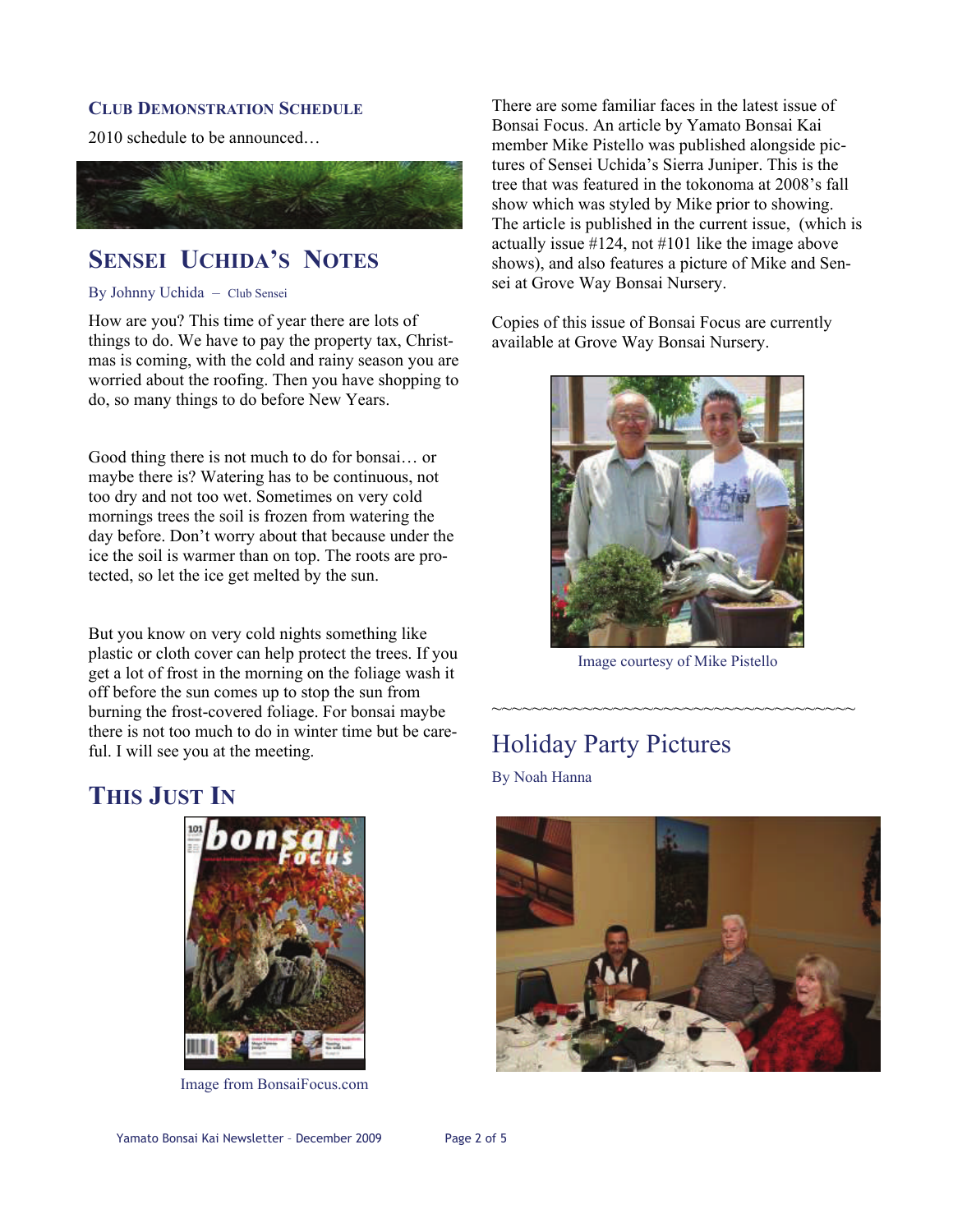## Club Demonstration Schedule

2010 schedule to be announced…

## Sensei Uchida's Notes

By Johnny Uchida – Club Sensei

How are you? This time of year there are lots of things to do. We have to pay the property tax, Christmas is coming, with the cold and rainy season you are worried about the roofing. Then you have shopping to do, so many things to do before New Years.

Good thing there is not much to do for bonsai… or maybe there is? Watering has to be continuous, not too dry and not too wet. Sometimes on very cold mornings trees the soil is frozen from watering the day before. Don't worry about that because under the ice the soil is warmer than on top. The roots are protected, so let the ice get melted by the sun.

But you know on very cold nights something like plastic or cloth cover can help protect the trees. If you get a lot of frost in the morning on the foliage wash it off before the sun comes up to stop the sun from burning the frost-covered foliage. For bonsai maybe there is not too much to do in winter time but be careful. I will see you at the meeting.

## This Just In

Image from BonsaiFocus.com

There are some familiar faces in the latest issue of Bonsai Focus. An article by Yamato Bonsai Kai member Mike Pistello was published alongside pictures of Sensei Uchida's Sierra Juniper. This is the tree that was featured in the tokonoma at 2008's fall show which was styled by Mike prior to showing. The article is published in the current issue, (which is actually issue #124, not #101 like the image above shows), and also features a picture of Mike and Sensei at Grove Way Bonsai Nursery.

Copies of this issue of Bonsai Focus are currently available at Grove Way Bonsai Nursery.

Image courtesy of Mike Pistello

~~~~~~~~~~~~~~~~~~~~~~~~~~~~~~~~~~~~~~~~

## Holiday Party Pictures

By Noah Hanna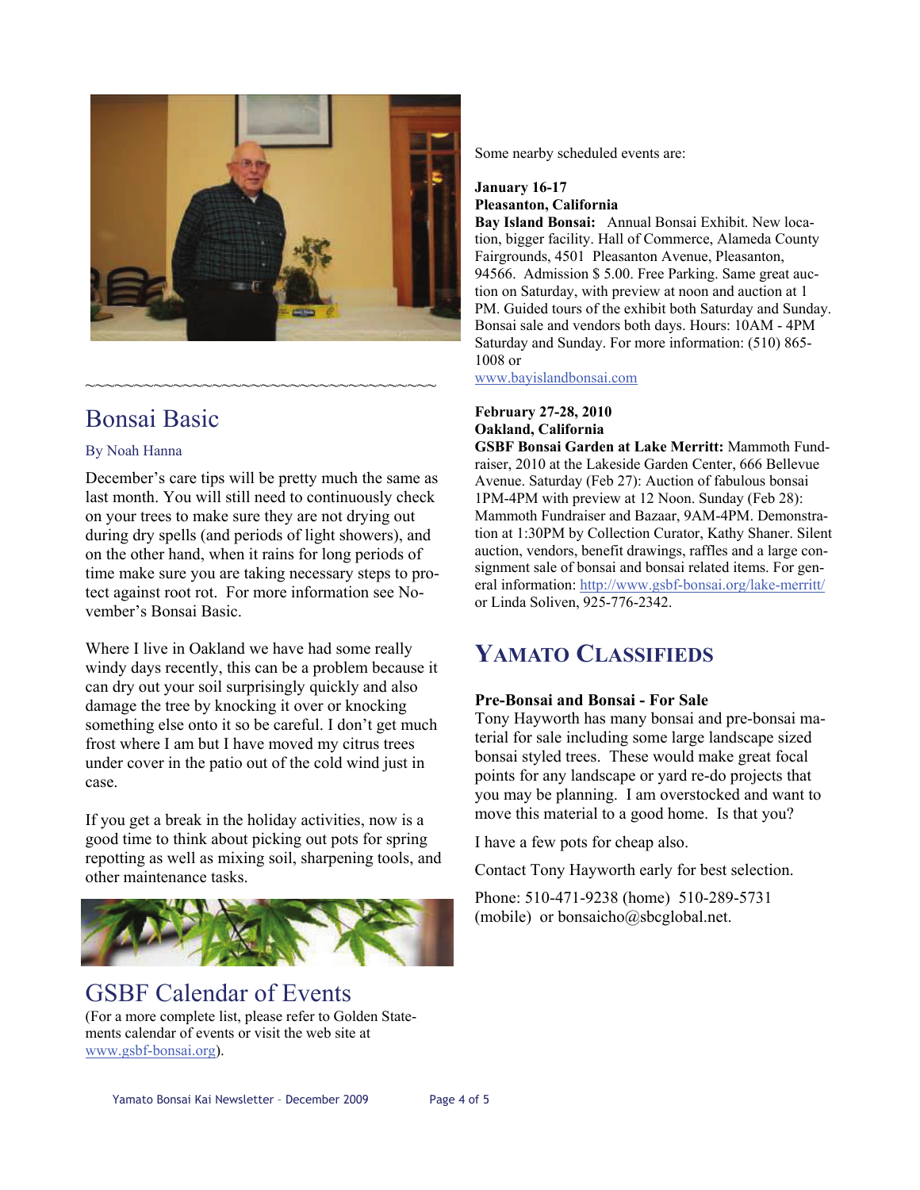~~~~~~~~~~~~~~~~~~~~~~~~~~~~~~~~~~~~~~~~

## Bonsai Basic

By Noah Hanna

December's care tips will be pretty much the same as last month. You will still need to continuously check on your trees to make sure they are not drying out during dry spells (and periods of light showers), and on the other hand, when it rains for long periods of time make sure you are taking necessary steps to protect against root rot. For more information see November's Bonsai Basic.

Where I live in Oakland we have had some really windy days recently, this can be a problem because it can dry out your soil surprisingly quickly and also damage the tree by knocking it over or knocking something else onto it so be careful. I don't get much frost where I am but I have moved my citrus trees under cover in the patio out of the cold wind just in case.

If you get a break in the holiday activities, now is a good time to think about picking out pots for spring repotting as well as mixing soil, sharpening tools, and other maintenance tasks.

## GSBF Calendar of Events

(For a more complete list, please refer to Golden Statements calendar of events or visit the web site at www.gsbf-bonsai.org).

Some nearby scheduled events are:

**January 16-17**
**Pleasanton, California**
**Bay Island Bonsai:** Annual Bonsai Exhibit. New location, bigger facility. Hall of Commerce, Alameda County Fairgrounds, 4501 Pleasanton Avenue, Pleasanton, 94566. Admission $ 5.00. Free Parking. Same great auction on Saturday, with preview at noon and auction at 1 PM. Guided tours of the exhibit both Saturday and Sunday. Bonsai sale and vendors both days. Hours: 10AM - 4PM Saturday and Sunday. For more information: (510) 865-1008 or
www.bayislandbonsai.com

**February 27-28, 2010**
**Oakland, California**
**GSBF Bonsai Garden at Lake Merritt:** Mammoth Fundraiser, 2010 at the Lakeside Garden Center, 666 Bellevue Avenue. Saturday (Feb 27): Auction of fabulous bonsai 1PM-4PM with preview at 12 Noon. Sunday (Feb 28): Mammoth Fundraiser and Bazaar, 9AM-4PM. Demonstration at 1:30PM by Collection Curator, Kathy Shaner. Silent auction, vendors, benefit drawings, raffles and a large consignment sale of bonsai and bonsai related items. For general information: http://www.gsbf-bonsai.org/lake-merritt/ or Linda Soliven, 925-776-2342.

## YAMATO CLASSIFIEDS

**Pre-Bonsai and Bonsai - For Sale**

Tony Hayworth has many bonsai and pre-bonsai material for sale including some large landscape sized bonsai styled trees. These would make great focal points for any landscape or yard re-do projects that you may be planning. I am overstocked and want to move this material to a good home. Is that you?

I have a few pots for cheap also.

Contact Tony Hayworth early for best selection.

Phone: 510-471-9238 (home) 510-289-5731 (mobile) or bonsaicho@sbcglobal.net.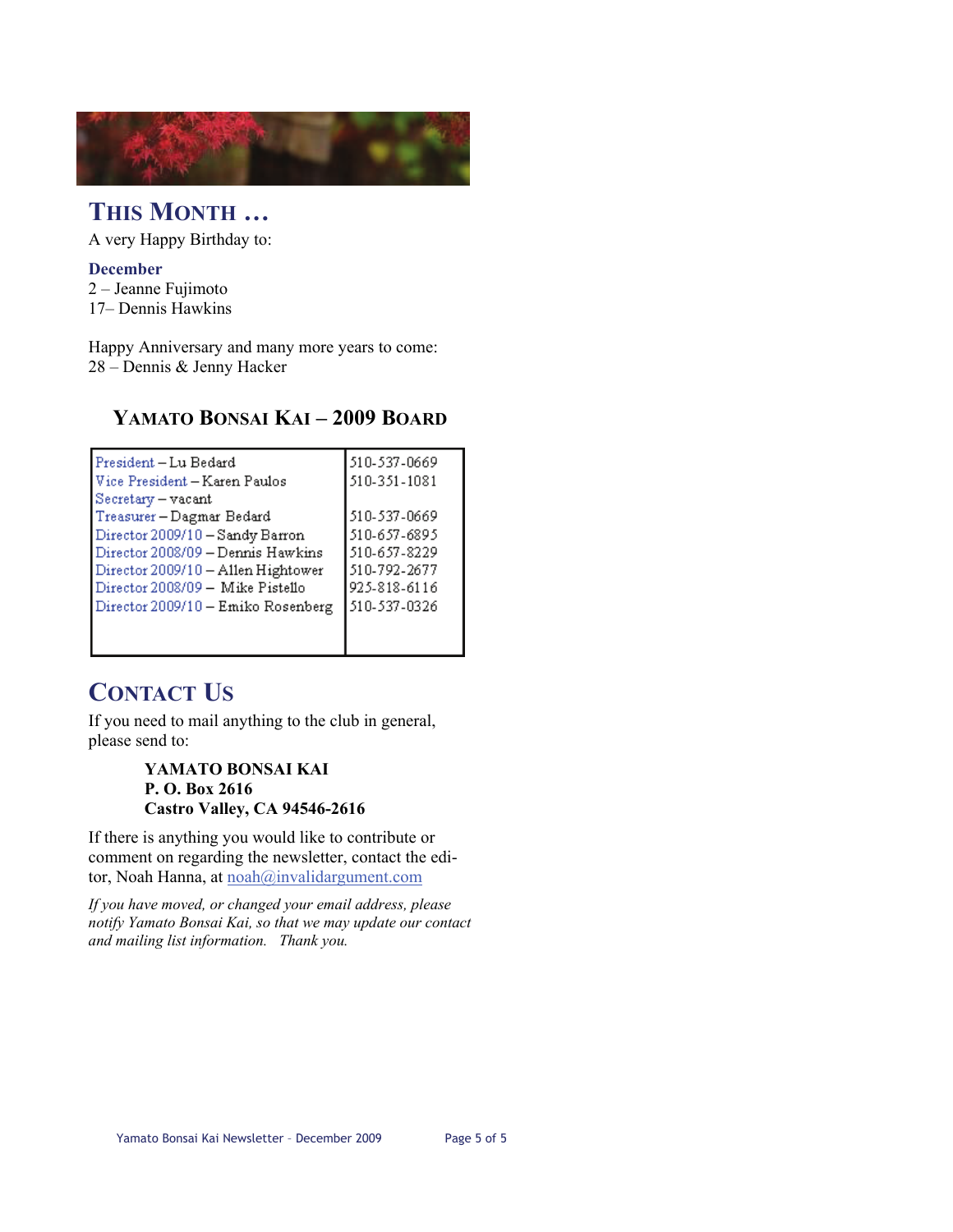## THIS MONTH …

A very Happy Birthday to:

**December**
2 – Jeanne Fujimoto
17– Dennis Hawkins

Happy Anniversary and many more years to come:
28 – Dennis & Jenny Hacker

### YAMATO BONSAI KAI – 2009 BOARD

| | |
|---|---|
| President – Lu Bedard | 510-537-0669 |
| Vice President – Karen Paulos | 510-351-1081 |
| Secretary – vacant | |
| Treasurer – Dagmar Bedard | 510-537-0669 |
| Director 2009/10 – Sandy Barron | 510-657-6895 |
| Director 2008/09 – Dennis Hawkins | 510-657-8229 |
| Director 2009/10 – Allen Hightower | 510-792-2677 |
| Director 2008/09 – Mike Pistello | 925-818-6116 |
| Director 2009/10 – Emiko Rosenberg | 510-537-0326 |

## CONTACT US

If you need to mail anything to the club in general, please send to:

**YAMATO BONSAI KAI**
**P. O. Box 2616**
**Castro Valley, CA 94546-2616**

If there is anything you would like to contribute or comment on regarding the newsletter, contact the editor, Noah Hanna, at noah@invalidargument.com

*If you have moved, or changed your email address, please notify Yamato Bonsai Kai, so that we may update our contact and mailing list information. Thank you.*